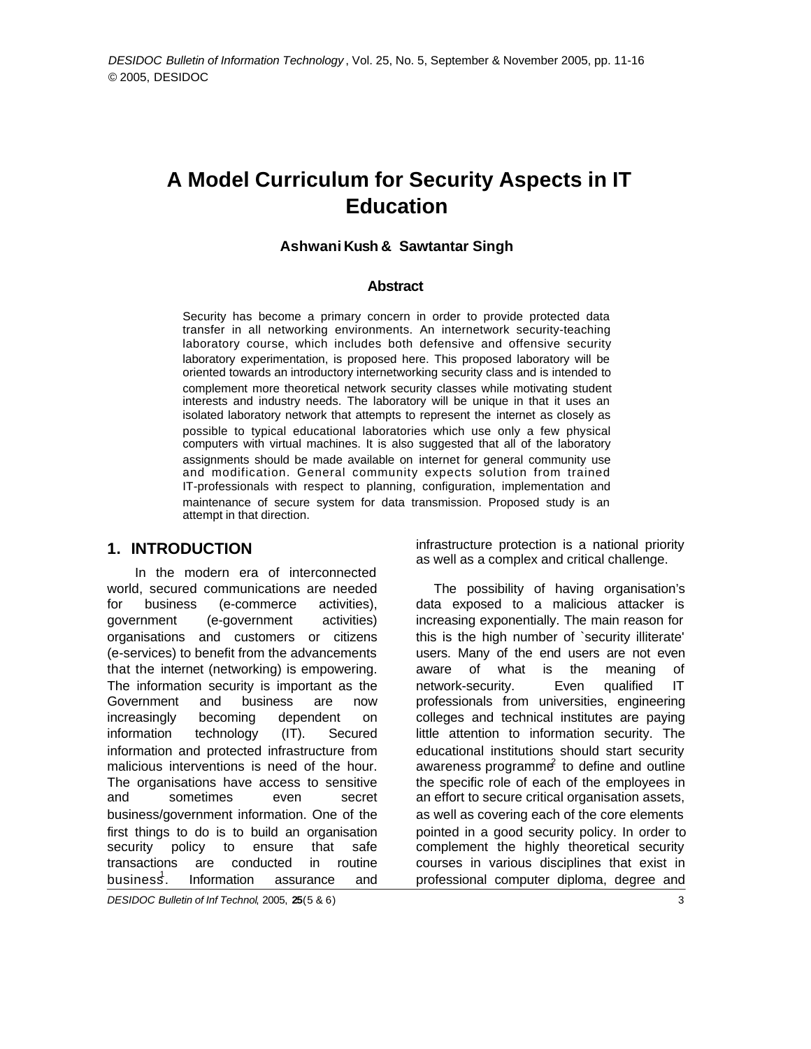# A Model Curriculum for Security Aspects in IT Education

**Ashwani Kush & Sawtantar Singh**

### Abstract

Security has become a primary concern in order to provide protected data transfer in all networking environments. An internetwork security-teaching laboratory course, which includes both defensive and offensive security laboratory experimentation, is proposed here. This proposed laboratory will be oriented towards an introductory internetworking security class and is intended to complement more theoretical network security classes while motivating student interests and industry needs. The laboratory will be unique in that it uses an isolated laboratory network that attempts to represent the internet as closely as possible to typical educational laboratories which use only a few physical computers with virtual machines. It is also suggested that all of the laboratory assignments should be made available on internet for general community use and modification. General community expects solution from trained IT-professionals with respect to planning, configuration, implementation and maintenance of secure system for data transmission. Proposed study is an attempt in that direction.

## 1. INTRODUCTION

In the modern era of interconnected world, secured communications are needed for business (e-commerce activities), government (e-government activities) organisations and customers or citizens (e-services) to benefit from the advancements that the internet (networking) is empowering. The information security is important as the Government and business are now increasingly becoming dependent on information technology (IT). Secured information and protected infrastructure from malicious interventions is need of the hour. The organisations have access to sensitive and sometimes even secret business/government information. One of the first things to do is to build an organisation security policy to ensure that safe transactions are conducted in routine business[1]. Information assurance and infrastructure protection is a national priority as well as a complex and critical challenge.

The possibility of having organisation's data exposed to a malicious attacker is increasing exponentially. The main reason for this is the high number of `security illiterate' users. Many of the end users are not even aware of what is the meaning of network-security. Even qualified IT professionals from universities, engineering colleges and technical institutes are paying little attention to information security. The educational institutions should start security awareness programme[2] to define and outline the specific role of each of the employees in an effort to secure critical organisation assets, as well as covering each of the core elements pointed in a good security policy. In order to complement the highly theoretical security courses in various disciplines that exist in professional computer diploma, degree and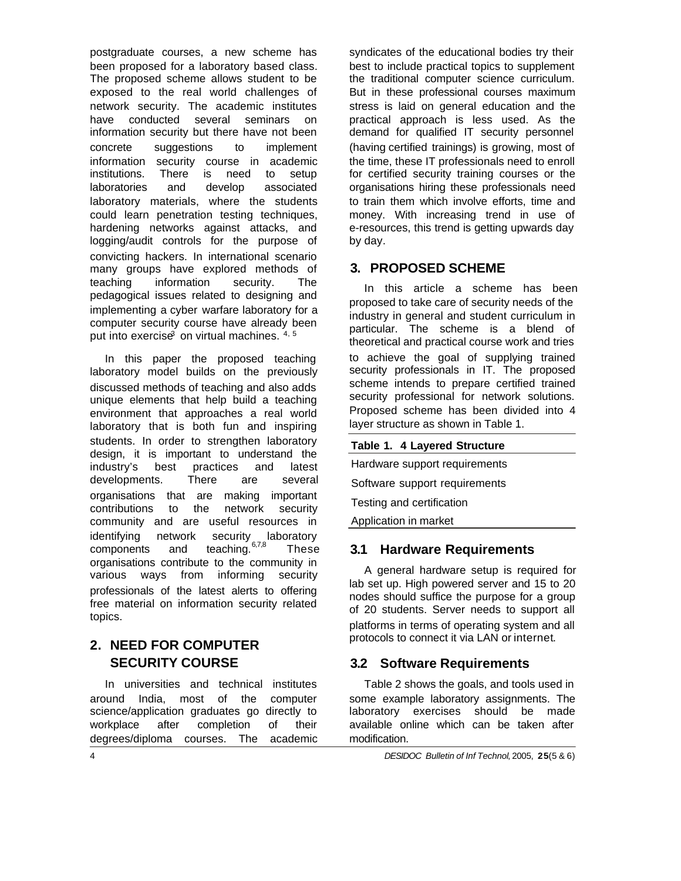postgraduate courses, a new scheme has been proposed for a laboratory based class. The proposed scheme allows student to be exposed to the real world challenges of network security. The academic institutes have conducted several seminars on information security but there have not been concrete suggestions to implement information security course in academic institutions. There is need to setup laboratories and develop associated laboratory materials, where the students could learn penetration testing techniques, hardening networks against attacks, and logging/audit controls for the purpose of convicting hackers. In international scenario many groups have explored methods of teaching information security. The pedagogical issues related to designing and implementing a cyber warfare laboratory for a computer security course have already been put into exercise[3] on virtual machines. [4, 5]

In this paper the proposed teaching laboratory model builds on the previously discussed methods of teaching and also adds unique elements that help build a teaching environment that approaches a real world laboratory that is both fun and inspiring students. In order to strengthen laboratory design, it is important to understand the industry's best practices and latest developments. There are several organisations that are making important contributions to the network security community and are useful resources in identifying network security laboratory components and teaching.[6,7,8] These organisations contribute to the community in various ways from informing security professionals of the latest alerts to offering free material on information security related topics.

## 2. NEED FOR COMPUTER SECURITY COURSE

In universities and technical institutes around India, most of the computer science/application graduates go directly to workplace after completion of their degrees/diploma courses. The academic syndicates of the educational bodies try their best to include practical topics to supplement the traditional computer science curriculum. But in these professional courses maximum stress is laid on general education and the practical approach is less used. As the demand for qualified IT security personnel (having certified trainings) is growing, most of the time, these IT professionals need to enroll for certified security training courses or the organisations hiring these professionals need to train them which involve efforts, time and money. With increasing trend in use of e-resources, this trend is getting upwards day by day.

## 3. PROPOSED SCHEME

In this article a scheme has been proposed to take care of security needs of the industry in general and student curriculum in particular. The scheme is a blend of theoretical and practical course work and tries to achieve the goal of supplying trained security professionals in IT. The proposed scheme intends to prepare certified trained security professional for network solutions. Proposed scheme has been divided into 4 layer structure as shown in Table 1.

**Table 1. 4 Layered Structure**

| |
|---|
| Hardware support requirements |
| Software support requirements |
| Testing and certification |
| Application in market |

### 3.1 Hardware Requirements

A general hardware setup is required for lab set up. High powered server and 15 to 20 nodes should suffice the purpose for a group of 20 students. Server needs to support all platforms in terms of operating system and all protocols to connect it via LAN or internet.

### 3.2 Software Requirements

Table 2 shows the goals, and tools used in some example laboratory assignments. The laboratory exercises should be made available online which can be taken after modification.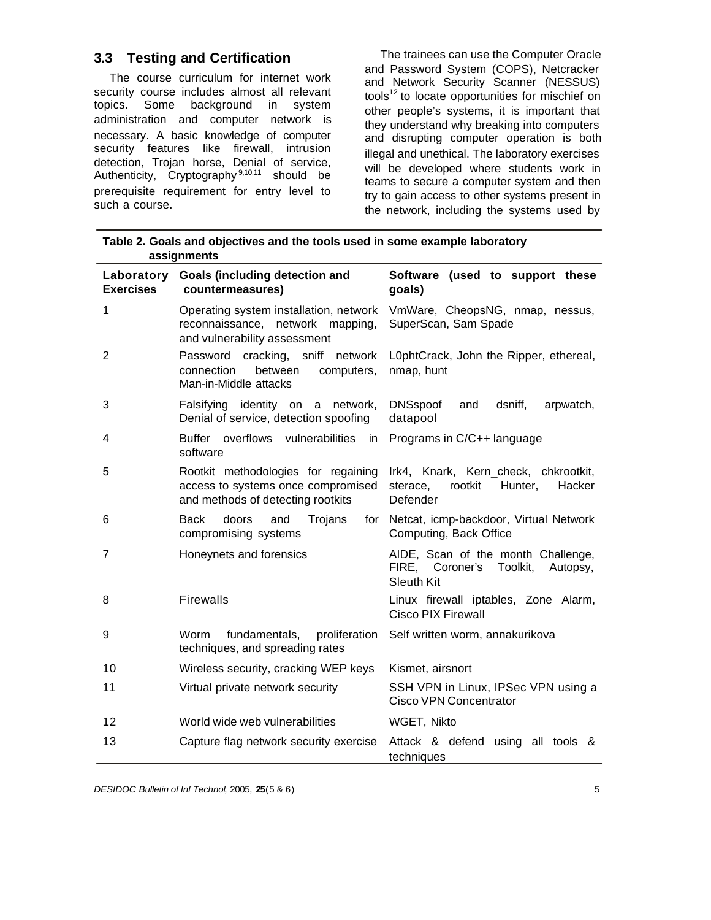### 3.3 Testing and Certification

The course curriculum for internet work security course includes almost all relevant topics. Some background in system administration and computer network is necessary. A basic knowledge of computer security features like firewall, intrusion detection, Trojan horse, Denial of service, Authenticity, Cryptography[9,10,11] should be prerequisite requirement for entry level to such a course.

The trainees can use the Computer Oracle and Password System (COPS), Netcracker and Network Security Scanner (NESSUS) tools[12] to locate opportunities for mischief on other people's systems, it is important that they understand why breaking into computers and disrupting computer operation is both illegal and unethical. The laboratory exercises will be developed where students work in teams to secure a computer system and then try to gain access to other systems present in the network, including the systems used by

**Table 2. Goals and objectives and the tools used in some example laboratory assignments**

| Laboratory Exercises | Goals (including detection and countermeasures) | Software (used to support these goals) |
|---|---|---|
| 1 | Operating system installation, network reconnaissance, network mapping, and vulnerability assessment | VmWare, CheopsNG, nmap, nessus, SuperScan, Sam Spade |
| 2 | Password cracking, sniff network connection between computers, Man-in-Middle attacks | L0phtCrack, John the Ripper, ethereal, nmap, hunt |
| 3 | Falsifying identity on a network, Denial of service, detection spoofing | DNSspoof and dsniff, arpwatch, datapool |
| 4 | Buffer overflows vulnerabilities in software | Programs in C/C++ language |
| 5 | Rootkit methodologies for regaining access to systems once compromised and methods of detecting rootkits | Irk4, Knark, Kern_check, chkrootkit, sterace, rootkit Hunter, Hacker Defender |
| 6 | Back doors and Trojans for compromising systems | Netcat, icmp-backdoor, Virtual Network Computing, Back Office |
| 7 | Honeynets and forensics | AIDE, Scan of the month Challenge, FIRE, Coroner's Toolkit, Autopsy, Sleuth Kit |
| 8 | Firewalls | Linux firewall iptables, Zone Alarm, Cisco PIX Firewall |
| 9 | Worm fundamentals, proliferation techniques, and spreading rates | Self written worm, annakurikova |
| 10 | Wireless security, cracking WEP keys | Kismet, airsnort |
| 11 | Virtual private network security | SSH VPN in Linux, IPSec VPN using a Cisco VPN Concentrator |
| 12 | World wide web vulnerabilities | WGET, Nikto |
| 13 | Capture flag network security exercise | Attack & defend using all tools & techniques |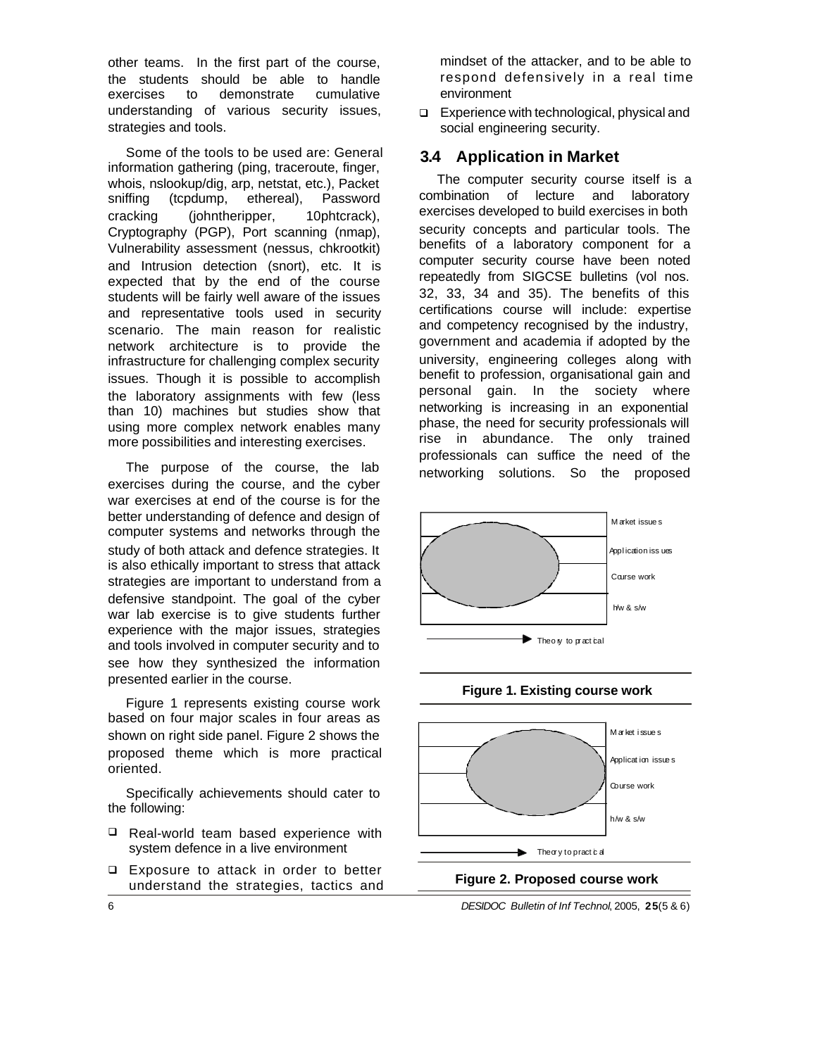other teams. In the first part of the course, the students should be able to handle exercises to demonstrate cumulative understanding of various security issues, strategies and tools.

Some of the tools to be used are: General information gathering (ping, traceroute, finger, whois, nslookup/dig, arp, netstat, etc.), Packet sniffing (tcpdump, ethereal), Password cracking (johntheripper, 10phtcrack), Cryptography (PGP), Port scanning (nmap), Vulnerability assessment (nessus, chkrootkit) and Intrusion detection (snort), etc. It is expected that by the end of the course students will be fairly well aware of the issues and representative tools used in security scenario. The main reason for realistic network architecture is to provide the infrastructure for challenging complex security issues. Though it is possible to accomplish the laboratory assignments with few (less than 10) machines but studies show that using more complex network enables many more possibilities and interesting exercises.

The purpose of the course, the lab exercises during the course, and the cyber war exercises at end of the course is for the better understanding of defence and design of computer systems and networks through the study of both attack and defence strategies. It is also ethically important to stress that attack strategies are important to understand from a defensive standpoint. The goal of the cyber war lab exercise is to give students further experience with the major issues, strategies and tools involved in computer security and to see how they synthesized the information presented earlier in the course.

Figure 1 represents existing course work based on four major scales in four areas as shown on right side panel. Figure 2 shows the proposed theme which is more practical oriented.

Specifically achievements should cater to the following:

- Real-world team based experience with system defence in a live environment
- Exposure to attack in order to better understand the strategies, tactics and mindset of the attacker, and to be able to respond defensively in a real time environment
- Experience with technological, physical and social engineering security.

## 3.4 Application in Market

The computer security course itself is a combination of lecture and laboratory exercises developed to build exercises in both security concepts and particular tools. The benefits of a laboratory component for a computer security course have been noted repeatedly from SIGCSE bulletins (vol nos. 32, 33, 34 and 35). The benefits of this certifications course will include: expertise and competency recognised by the industry, government and academia if adopted by the university, engineering colleges along with benefit to profession, organisational gain and personal gain. In the society where networking is increasing in an exponential phase, the need for security professionals will rise in abundance. The only trained professionals can suffice the need of the networking solutions. So the proposed

Market issues
Application issues
Course work
h/w & s/w
Theory to practical

**Figure 1. Existing course work**

Market issues
Application issues
Course work
h/w & s/w
Theory to practical

**Figure 2. Proposed course work**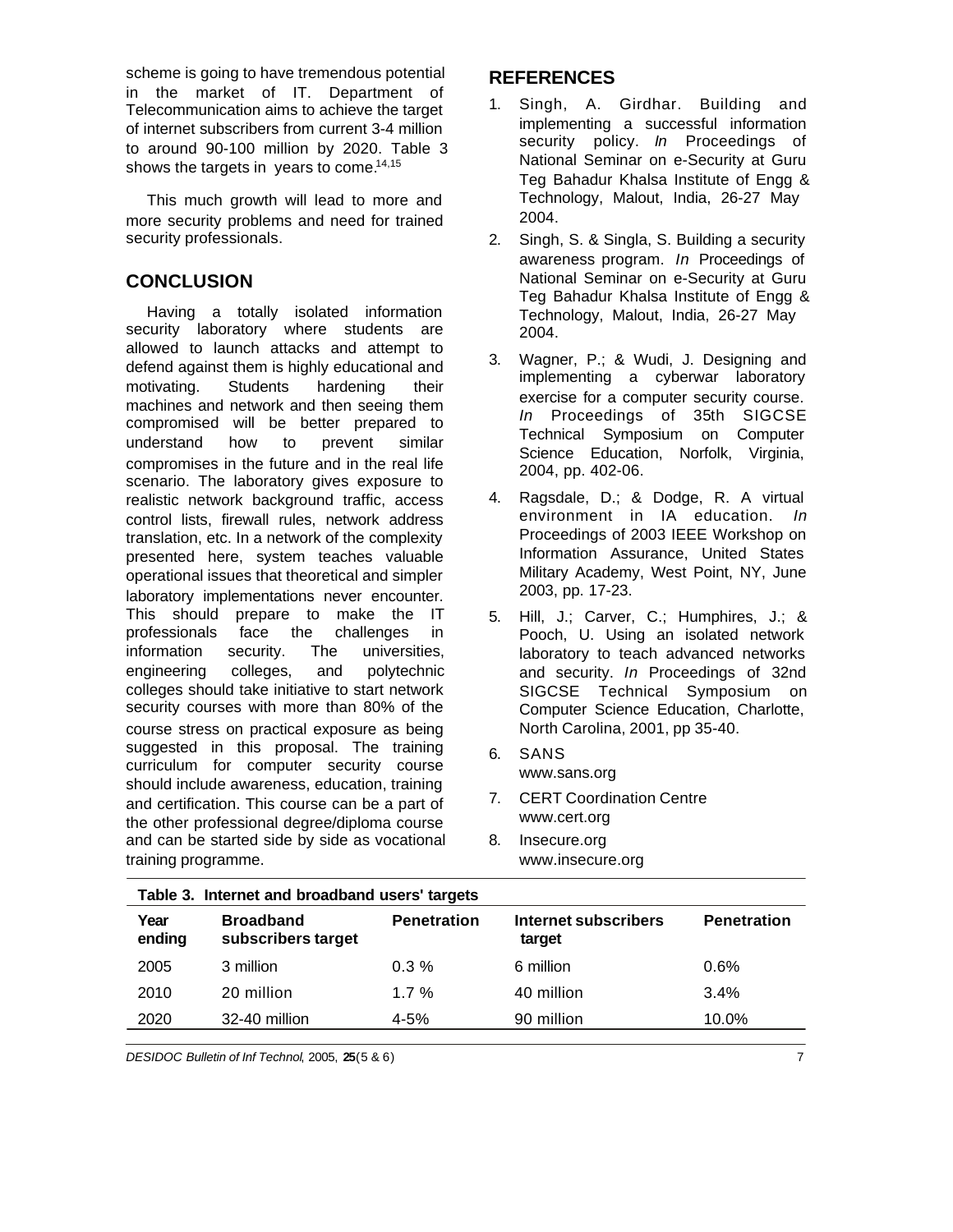scheme is going to have tremendous potential in the market of IT. Department of Telecommunication aims to achieve the target of internet subscribers from current 3-4 million to around 90-100 million by 2020. Table 3 shows the targets in years to come.[14,15]

This much growth will lead to more and more security problems and need for trained security professionals.

## CONCLUSION

Having a totally isolated information security laboratory where students are allowed to launch attacks and attempt to defend against them is highly educational and motivating. Students hardening their machines and network and then seeing them compromised will be better prepared to understand how to prevent similar compromises in the future and in the real life scenario. The laboratory gives exposure to realistic network background traffic, access control lists, firewall rules, network address translation, etc. In a network of the complexity presented here, system teaches valuable operational issues that theoretical and simpler laboratory implementations never encounter. This should prepare to make the IT professionals face the challenges in information security. The universities, engineering colleges, and polytechnic colleges should take initiative to start network security courses with more than 80% of the course stress on practical exposure as being suggested in this proposal. The training curriculum for computer security course should include awareness, education, training and certification. This course can be a part of the other professional degree/diploma course and can be started side by side as vocational training programme.

## REFERENCES

1. Singh, A. Girdhar. Building and implementing a successful information security policy. *In* Proceedings of National Seminar on e-Security at Guru Teg Bahadur Khalsa Institute of Engg & Technology, Malout, India, 26-27 May 2004.
2. Singh, S. & Singla, S. Building a security awareness program. *In* Proceedings of National Seminar on e-Security at Guru Teg Bahadur Khalsa Institute of Engg & Technology, Malout, India, 26-27 May 2004.
3. Wagner, P.; & Wudi, J. Designing and implementing a cyberwar laboratory exercise for a computer security course. *In* Proceedings of 35th SIGCSE Technical Symposium on Computer Science Education, Norfolk, Virginia, 2004, pp. 402-06.
4. Ragsdale, D.; & Dodge, R. A virtual environment in IA education. *In* Proceedings of 2003 IEEE Workshop on Information Assurance, United States Military Academy, West Point, NY, June 2003, pp. 17-23.
5. Hill, J.; Carver, C.; Humphires, J.; & Pooch, U. Using an isolated network laboratory to teach advanced networks and security. *In* Proceedings of 32nd SIGCSE Technical Symposium on Computer Science Education, Charlotte, North Carolina, 2001, pp 35-40.
6. SANS www.sans.org
7. CERT Coordination Centre www.cert.org
8. Insecure.org www.insecure.org

**Table 3. Internet and broadband users' targets**

| Year ending | Broadband subscribers target | Penetration | Internet subscribers target | Penetration |
|---|---|---|---|---|
| 2005 | 3 million | 0.3 % | 6 million | 0.6% |
| 2010 | 20 million | 1.7 % | 40 million | 3.4% |
| 2020 | 32-40 million | 4-5% | 90 million | 10.0% |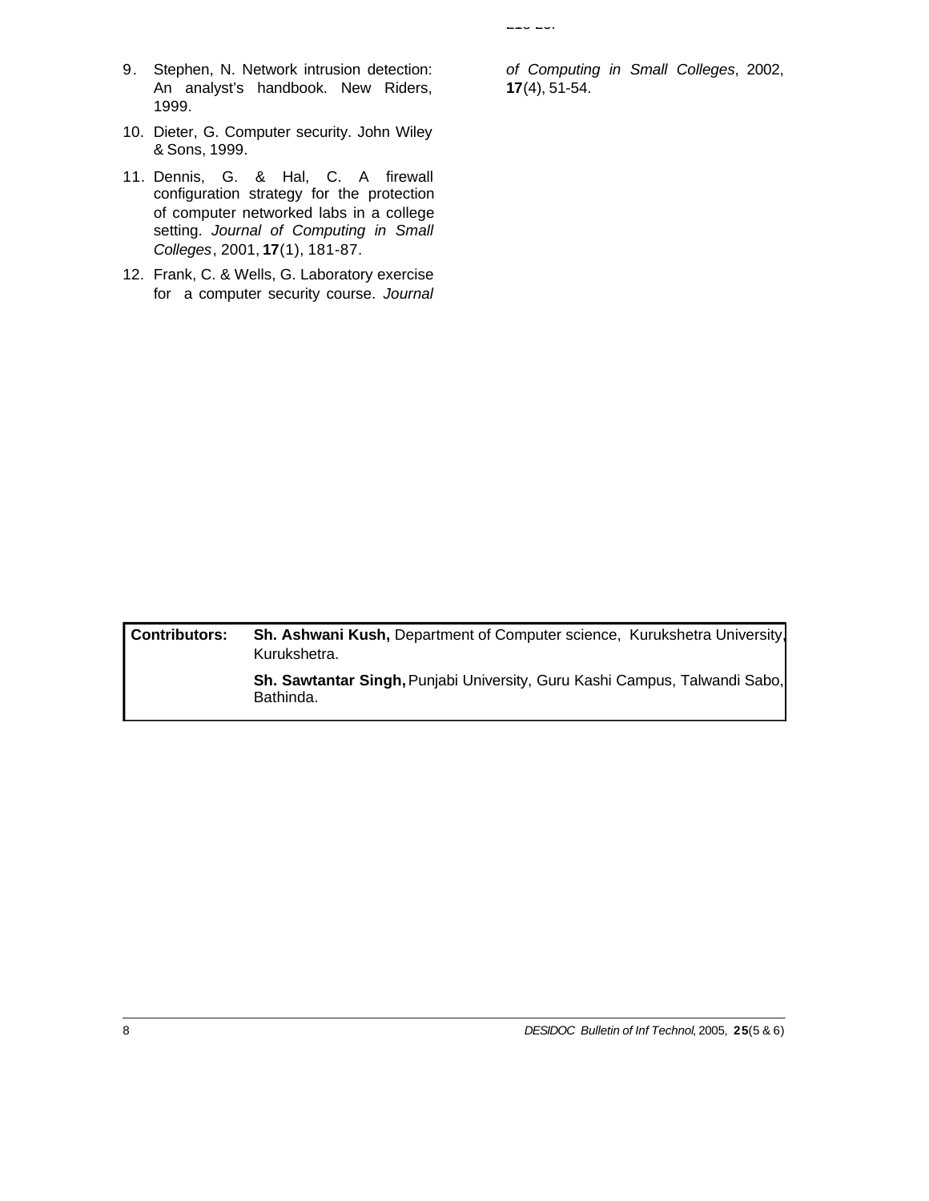9. Stephen, N. Network intrusion detection: An analyst's handbook. New Riders, 1999.

10. Dieter, G. Computer security. John Wiley & Sons, 1999.

11. Dennis, G. & Hal, C. A firewall configuration strategy for the protection of computer networked labs in a college setting. *Journal of Computing in Small Colleges*, 2001, **17**(1), 181-87.

12. Frank, C. & Wells, G. Laboratory exercise for a computer security course. *Journal of Computing in Small Colleges*, 2002, **17**(4), 51-54.

| | |
|---|---|
| **Contributors:** | **Sh. Ashwani Kush,** Department of Computer science, Kurukshetra University, Kurukshetra. |
| | **Sh. Sawtantar Singh,** Punjabi University, Guru Kashi Campus, Talwandi Sabo, Bathinda. |